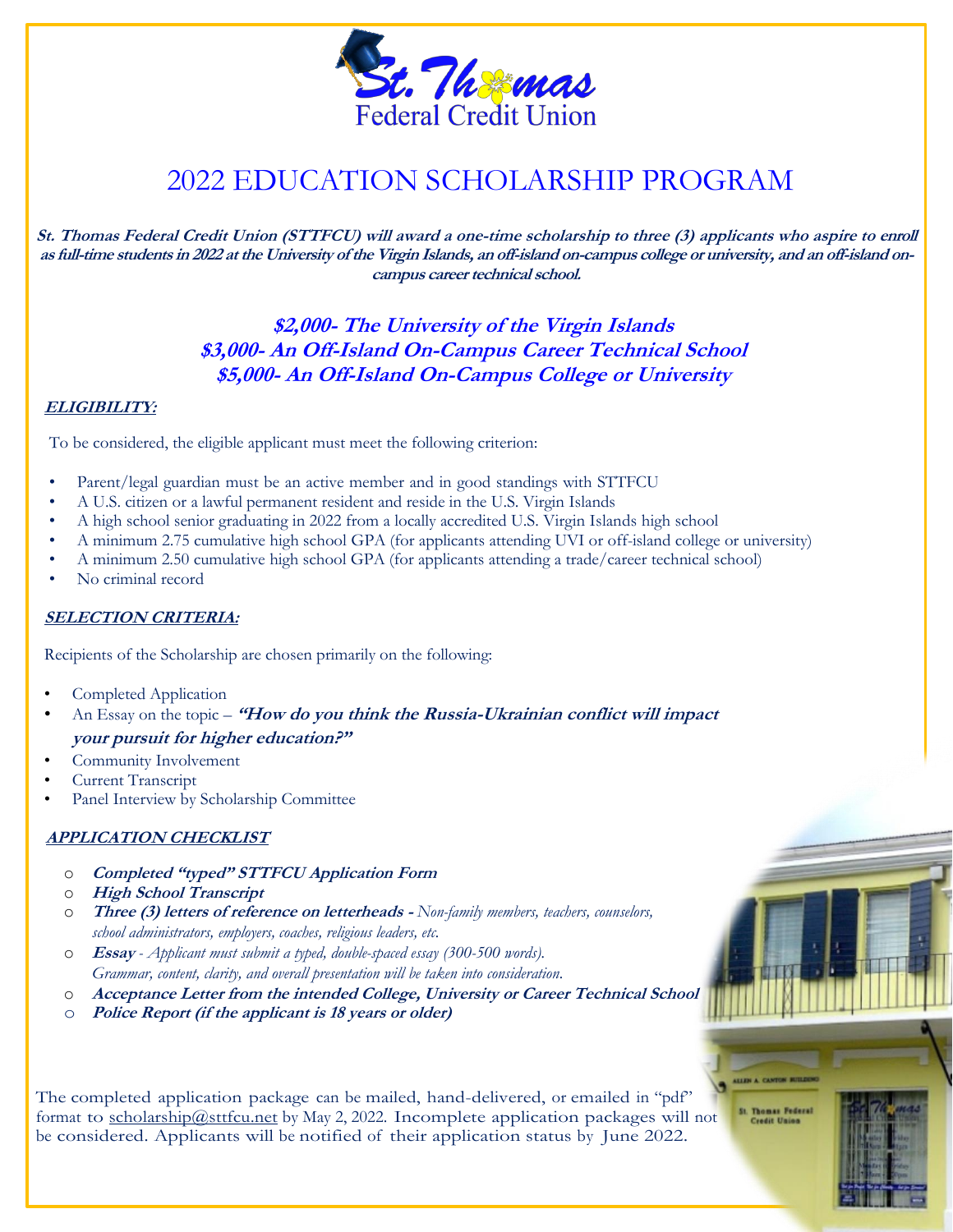St. Thomas Federal Credit Union

# 2022 EDUCATION SCHOLARSHIP PROGRAM

**St. Thomas Federal Credit Union (STTFCU) will award a one-time scholarship to three (3) applicants who aspire to enroll as full-time students in 2022 at the University of the Virgin Islands, an off-island on-campus college or university, and an off-island on-campus career technical school.**

***$2,000- The University of the Virgin Islands***
***$3,000- An Off-Island On-Campus Career Technical School***
***$5,000- An Off-Island On-Campus College or University***

## ELIGIBILITY:

To be considered, the eligible applicant must meet the following criterion:

- Parent/legal guardian must be an active member and in good standings with STTFCU
- A U.S. citizen or a lawful permanent resident and reside in the U.S. Virgin Islands
- A high school senior graduating in 2022 from a locally accredited U.S. Virgin Islands high school
- A minimum 2.75 cumulative high school GPA (for applicants attending UVI or off-island college or university)
- A minimum 2.50 cumulative high school GPA (for applicants attending a trade/career technical school)
- No criminal record

## SELECTION CRITERIA:

Recipients of the Scholarship are chosen primarily on the following:

- Completed Application
- An Essay on the topic – ***"How do you think the Russia-Ukrainian conflict will impact your pursuit for higher education?"***
- Community Involvement
- Current Transcript
- Panel Interview by Scholarship Committee

## APPLICATION CHECKLIST

- ***Completed "typed" STTFCU Application Form***
- ***High School Transcript***
- ***Three (3) letters of reference on letterheads -*** *Non-family members, teachers, counselors, school administrators, employers, coaches, religious leaders, etc.*
- ***Essay*** *- Applicant must submit a typed, double-spaced essay (300-500 words). Grammar, content, clarity, and overall presentation will be taken into consideration.*
- ***Acceptance Letter from the intended College, University or Career Technical School***
- ***Police Report (if the applicant is 18 years or older)***

The completed application package can be mailed, hand-delivered, or emailed in "pdf" format to scholarship@sttfcu.net by May 2, 2022. Incomplete application packages will not be considered. Applicants will be notified of their application status by June 2022.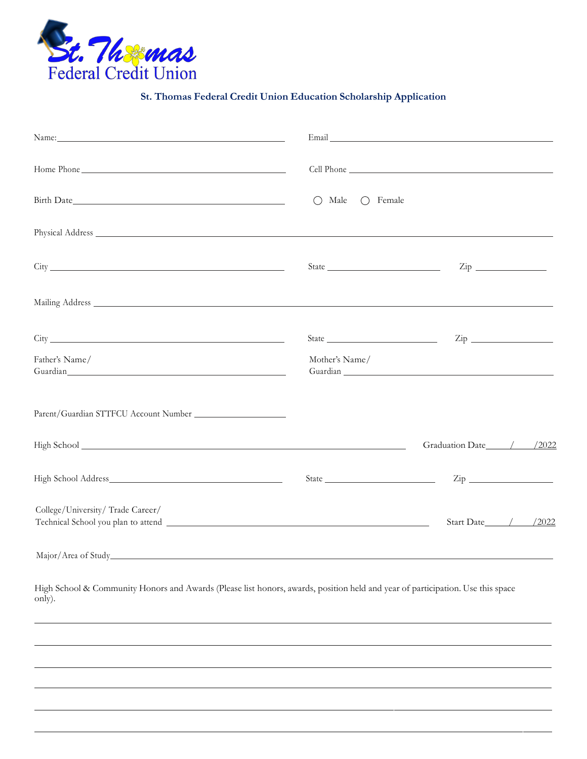St. Thomas Federal Credit Union

**St. Thomas Federal Credit Union Education Scholarship Application**

Name:______________________________________ Email ______________________________________

Home Phone ______________________________________ Cell Phone ______________________________________

Birth Date______________________________________ ◯ Male ◯ Female

Physical Address ____________________________________________________________________________

City ______________________________________ State ____________________ Zip ______________

Mailing Address ____________________________________________________________________________

City ______________________________________ State ____________________ Zip ______________

Father's Name/ Guardian______________________________________ Mother's Name/ Guardian ______________________________________

Parent/Guardian STTFCU Account Number ____________________

High School ____________________________________________________________ Graduation Date____/____/2022

High School Address______________________________________ State ____________________ Zip ______________

College/University/ Trade Career/ Technical School you plan to attend ______________________________________ Start Date____/____/2022

Major/Area of Study____________________________________________________________________________

High School & Community Honors and Awards (Please list honors, awards, position held and year of participation. Use this space only).

____________________________________________________________________________

____________________________________________________________________________

____________________________________________________________________________

____________________________________________________________________________

____________________________________________________________________________

____________________________________________________________________________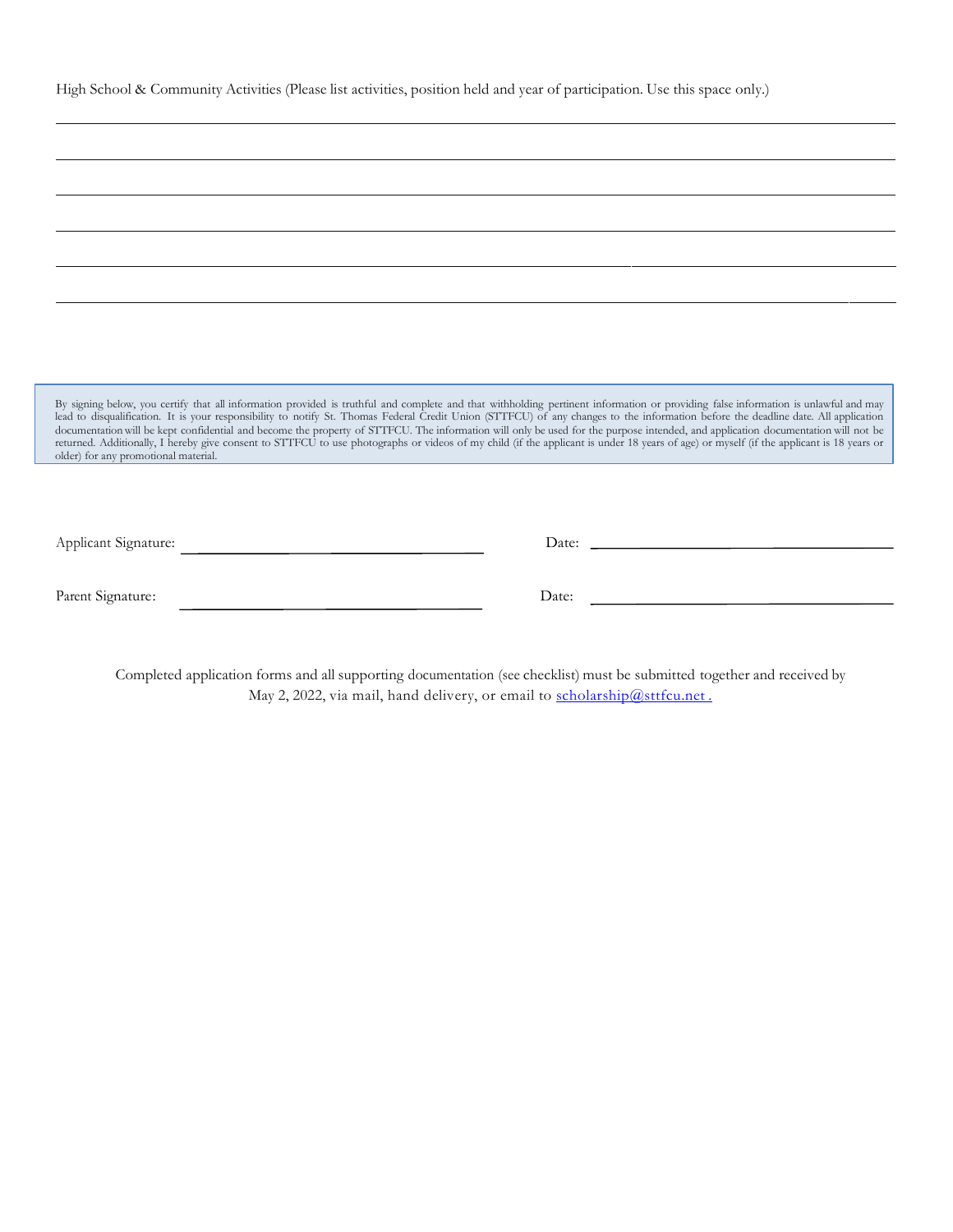High School & Community Activities (Please list activities, position held and year of participation. Use this space only.)

______________________________________________________________________________

______________________________________________________________________________

______________________________________________________________________________

______________________________________________________________________________

______________________________________________________________________________

______________________________________________________________________________

> By signing below, you certify that all information provided is truthful and complete and that withholding pertinent information or providing false information is unlawful and may lead to disqualification. It is your responsibility to notify St. Thomas Federal Credit Union (STTFCU) of any changes to the information before the deadline date. All application documentation will be kept confidential and become the property of STTFCU. The information will only be used for the purpose intended, and application documentation will not be returned. Additionally, I hereby give consent to STTFCU to use photographs or videos of my child (if the applicant is under 18 years of age) or myself (if the applicant is 18 years or older) for any promotional material.

Applicant Signature: ______________________________ Date: ______________________________

Parent Signature: ______________________________ Date: ______________________________

Completed application forms and all supporting documentation (see checklist) must be submitted together and received by May 2, 2022, via mail, hand delivery, or email to scholarship@sttfcu.net .